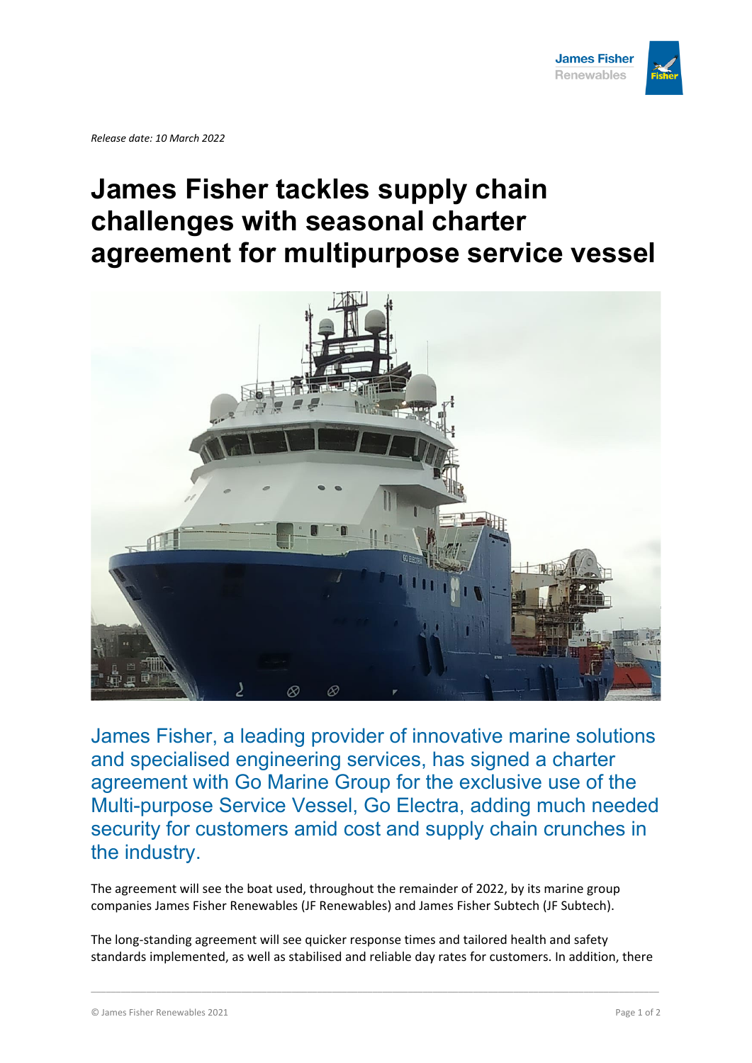*Release date: 10 March 2022*

# James Fisher tackles supply chain challenges with seasonal charter agreement for multipurpose service vessel

James Fisher, a leading provider of innovative marine solutions and specialised engineering services, has signed a charter agreement with Go Marine Group for the exclusive use of the Multi-purpose Service Vessel, Go Electra, adding much needed security for customers amid cost and supply chain crunches in the industry.

The agreement will see the boat used, throughout the remainder of 2022, by its marine group companies James Fisher Renewables (JF Renewables) and James Fisher Subtech (JF Subtech).

The long-standing agreement will see quicker response times and tailored health and safety standards implemented, as well as stabilised and reliable day rates for customers. In addition, there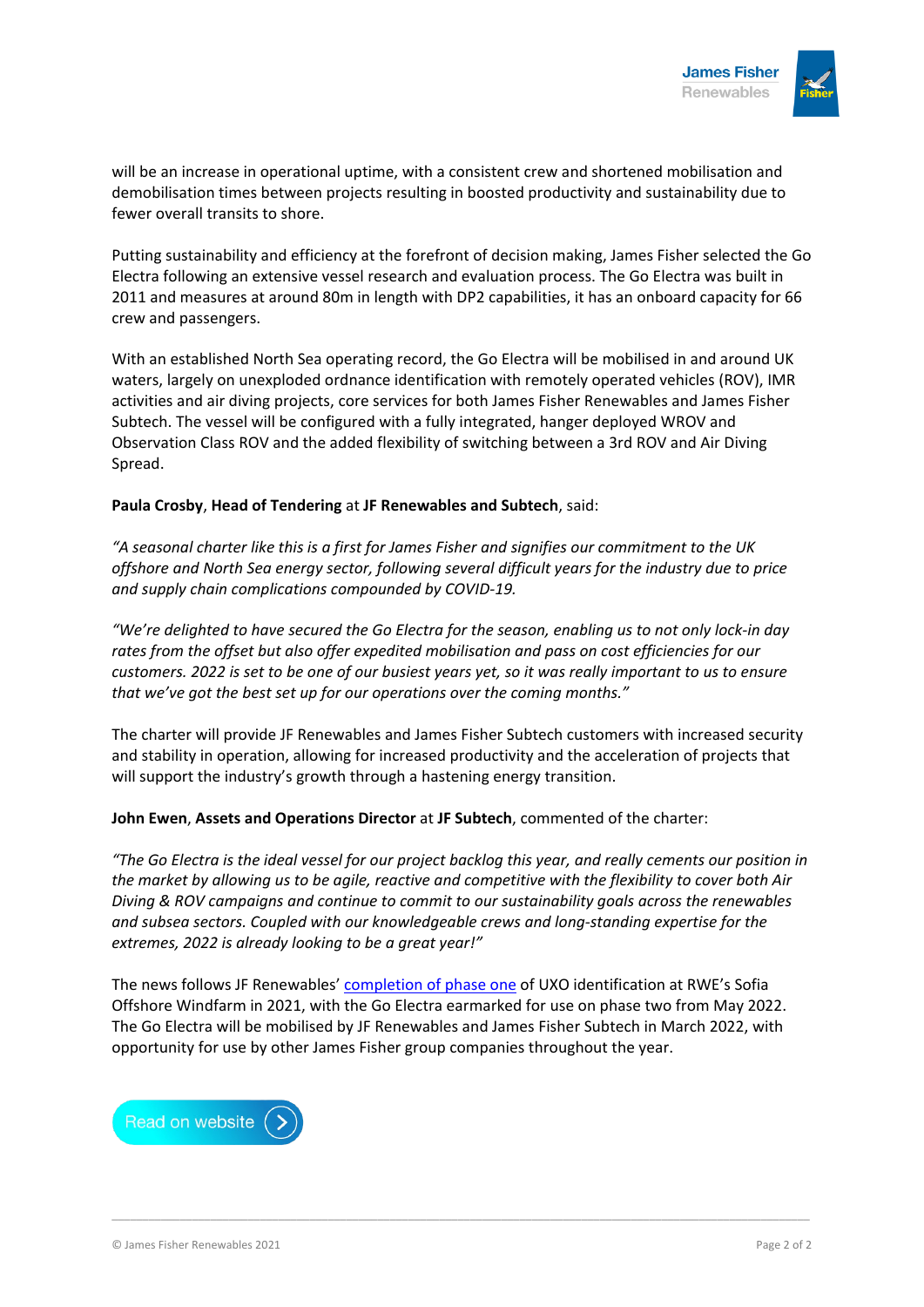will be an increase in operational uptime, with a consistent crew and shortened mobilisation and demobilisation times between projects resulting in boosted productivity and sustainability due to fewer overall transits to shore.

Putting sustainability and efficiency at the forefront of decision making, James Fisher selected the Go Electra following an extensive vessel research and evaluation process. The Go Electra was built in 2011 and measures at around 80m in length with DP2 capabilities, it has an onboard capacity for 66 crew and passengers.

With an established North Sea operating record, the Go Electra will be mobilised in and around UK waters, largely on unexploded ordnance identification with remotely operated vehicles (ROV), IMR activities and air diving projects, core services for both James Fisher Renewables and James Fisher Subtech. The vessel will be configured with a fully integrated, hanger deployed WROV and Observation Class ROV and the added flexibility of switching between a 3rd ROV and Air Diving Spread.

**Paula Crosby**, **Head of Tendering** at **JF Renewables and Subtech**, said:

*"A seasonal charter like this is a first for James Fisher and signifies our commitment to the UK offshore and North Sea energy sector, following several difficult years for the industry due to price and supply chain complications compounded by COVID-19.*

*"We're delighted to have secured the Go Electra for the season, enabling us to not only lock-in day rates from the offset but also offer expedited mobilisation and pass on cost efficiencies for our customers. 2022 is set to be one of our busiest years yet, so it was really important to us to ensure that we've got the best set up for our operations over the coming months."*

The charter will provide JF Renewables and James Fisher Subtech customers with increased security and stability in operation, allowing for increased productivity and the acceleration of projects that will support the industry's growth through a hastening energy transition.

**John Ewen**, **Assets and Operations Director** at **JF Subtech**, commented of the charter:

*"The Go Electra is the ideal vessel for our project backlog this year, and really cements our position in the market by allowing us to be agile, reactive and competitive with the flexibility to cover both Air Diving & ROV campaigns and continue to commit to our sustainability goals across the renewables and subsea sectors. Coupled with our knowledgeable crews and long-standing expertise for the extremes, 2022 is already looking to be a great year!"*

The news follows JF Renewables' completion of phase one of UXO identification at RWE's Sofia Offshore Windfarm in 2021, with the Go Electra earmarked for use on phase two from May 2022. The Go Electra will be mobilised by JF Renewables and James Fisher Subtech in March 2022, with opportunity for use by other James Fisher group companies throughout the year.

Read on website

© James Fisher Renewables 2021